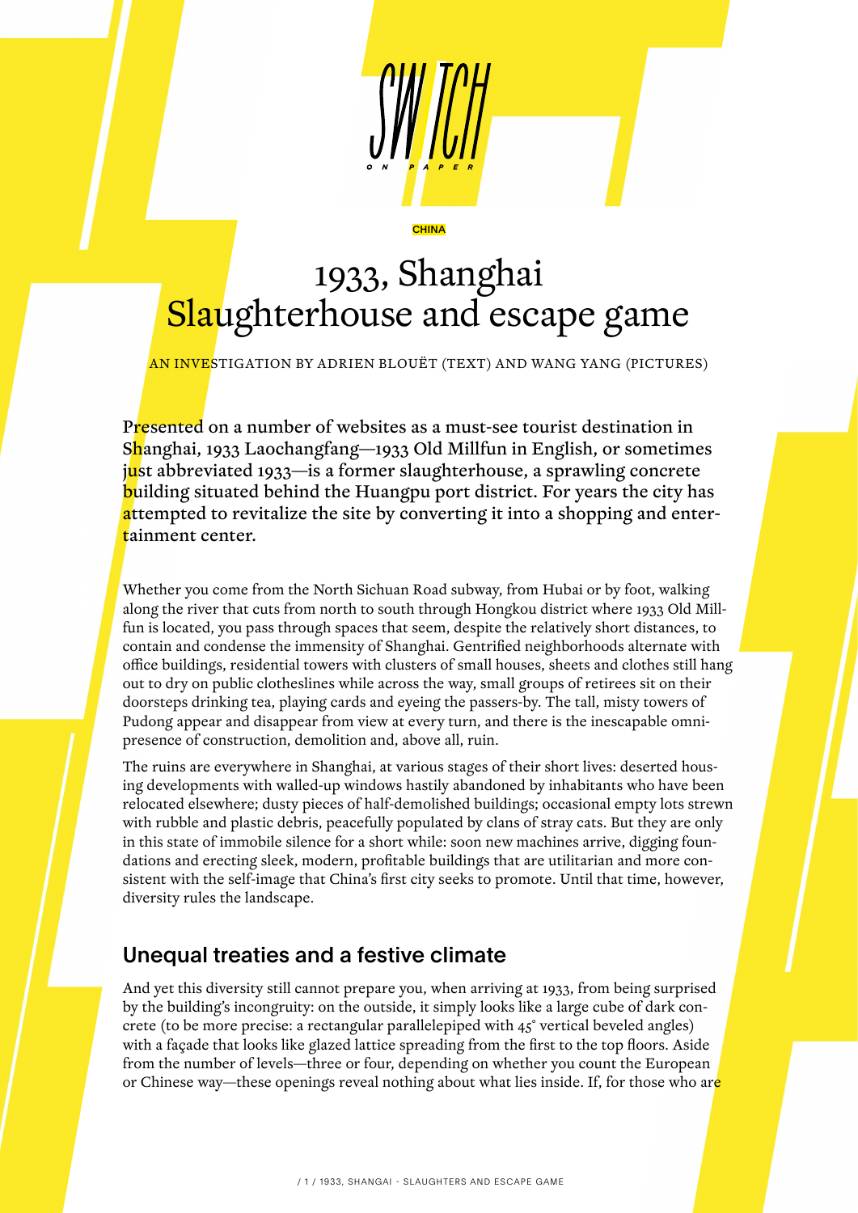CHINA

# 1933, Shanghai Slaughterhouse and escape game

AN INVESTIGATION BY ADRIEN BLOUËT (TEXT) AND WANG YANG (PICTURES)

**Presented on a number of websites as a must-see tourist destination in Shanghai, 1933 Laochangfang—1933 Old Millfun in English, or sometimes just abbreviated 1933—is a former slaughterhouse, a sprawling concrete building situated behind the Huangpu port district. For years the city has attempted to revitalize the site by converting it into a shopping and entertainment center.**

Whether you come from the North Sichuan Road subway, from Hubai or by foot, walking along the river that cuts from north to south through Hongkou district where 1933 Old Millfun is located, you pass through spaces that seem, despite the relatively short distances, to contain and condense the immensity of Shanghai. Gentrified neighborhoods alternate with office buildings, residential towers with clusters of small houses, sheets and clothes still hang out to dry on public clotheslines while across the way, small groups of retirees sit on their doorsteps drinking tea, playing cards and eyeing the passers-by. The tall, misty towers of Pudong appear and disappear from view at every turn, and there is the inescapable omnipresence of construction, demolition and, above all, ruin.

The ruins are everywhere in Shanghai, at various stages of their short lives: deserted housing developments with walled-up windows hastily abandoned by inhabitants who have been relocated elsewhere; dusty pieces of half-demolished buildings; occasional empty lots strewn with rubble and plastic debris, peacefully populated by clans of stray cats. But they are only in this state of immobile silence for a short while: soon new machines arrive, digging foundations and erecting sleek, modern, profitable buildings that are utilitarian and more consistent with the self-image that China's first city seeks to promote. Until that time, however, diversity rules the landscape.

## Unequal treaties and a festive climate

And yet this diversity still cannot prepare you, when arriving at 1933, from being surprised by the building's incongruity: on the outside, it simply looks like a large cube of dark concrete (to be more precise: a rectangular parallelepiped with 45° vertical beveled angles) with a façade that looks like glazed lattice spreading from the first to the top floors. Aside from the number of levels—three or four, depending on whether you count the European or Chinese way—these openings reveal nothing about what lies inside. If, for those who are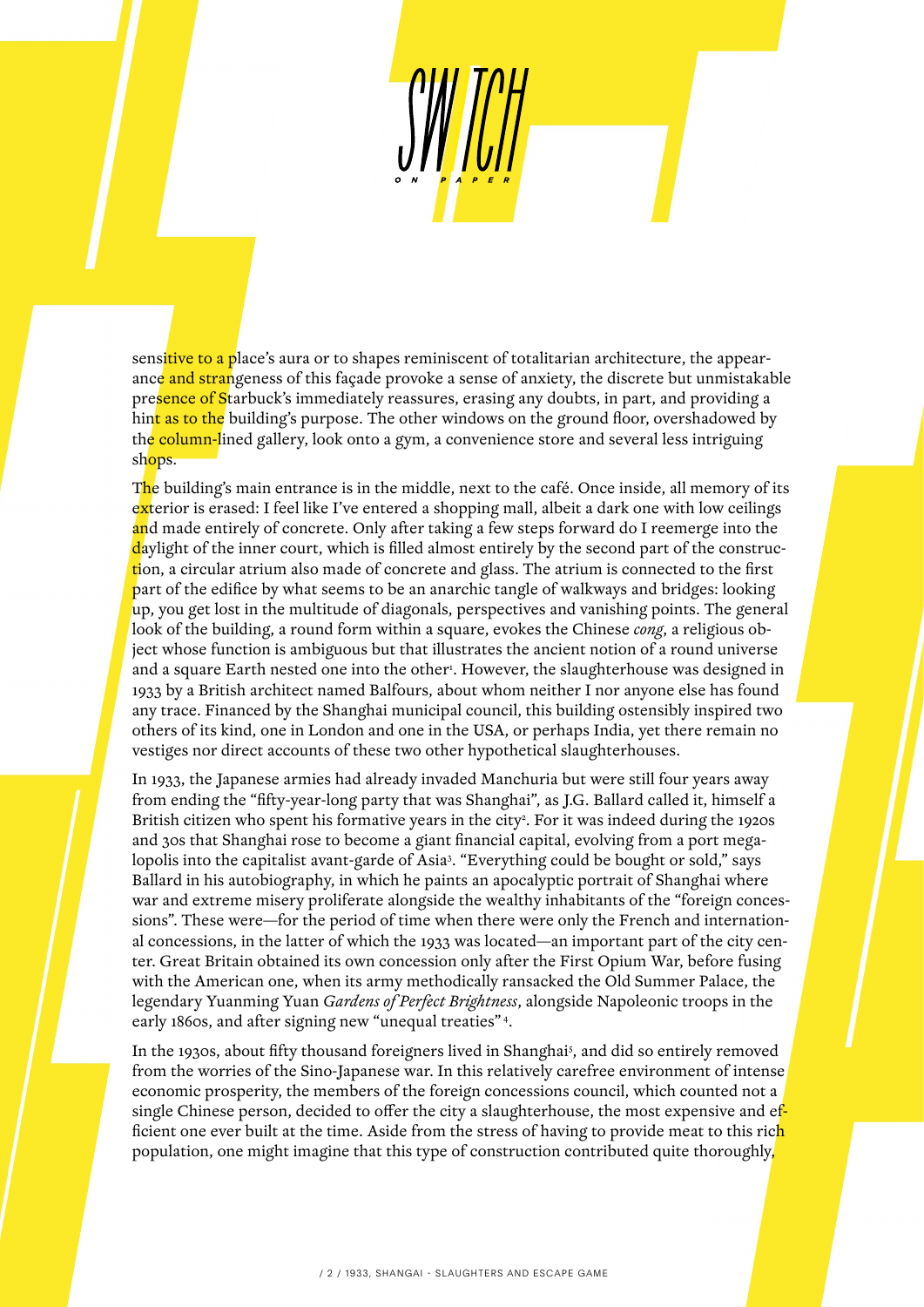sensitive to a place's aura or to shapes reminiscent of totalitarian architecture, the appearance and strangeness of this façade provoke a sense of anxiety, the discrete but unmistakable presence of Starbuck's immediately reassures, erasing any doubts, in part, and providing a hint as to the building's purpose. The other windows on the ground floor, overshadowed by the column-lined gallery, look onto a gym, a convenience store and several less intriguing shops.

The building's main entrance is in the middle, next to the café. Once inside, all memory of its exterior is erased: I feel like I've entered a shopping mall, albeit a dark one with low ceilings and made entirely of concrete. Only after taking a few steps forward do I reemerge into the daylight of the inner court, which is filled almost entirely by the second part of the construction, a circular atrium also made of concrete and glass. The atrium is connected to the first part of the edifice by what seems to be an anarchic tangle of walkways and bridges: looking up, you get lost in the multitude of diagonals, perspectives and vanishing points. The general look of the building, a round form within a square, evokes the Chinese *cong*, a religious object whose function is ambiguous but that illustrates the ancient notion of a round universe and a square Earth nested one into the other[1]. However, the slaughterhouse was designed in 1933 by a British architect named Balfours, about whom neither I nor anyone else has found any trace. Financed by the Shanghai municipal council, this building ostensibly inspired two others of its kind, one in London and one in the USA, or perhaps India, yet there remain no vestiges nor direct accounts of these two other hypothetical slaughterhouses.

In 1933, the Japanese armies had already invaded Manchuria but were still four years away from ending the "fifty-year-long party that was Shanghai", as J.G. Ballard called it, himself a British citizen who spent his formative years in the city[2]. For it was indeed during the 1920s and 30s that Shanghai rose to become a giant financial capital, evolving from a port megalopolis into the capitalist avant-garde of Asia[3]. "Everything could be bought or sold," says Ballard in his autobiography, in which he paints an apocalyptic portrait of Shanghai where war and extreme misery proliferate alongside the wealthy inhabitants of the "foreign concessions". These were—for the period of time when there were only the French and international concessions, in the latter of which the 1933 was located—an important part of the city center. Great Britain obtained its own concession only after the First Opium War, before fusing with the American one, when its army methodically ransacked the Old Summer Palace, the legendary Yuanming Yuan *Gardens of Perfect Brightness*, alongside Napoleonic troops in the early 1860s, and after signing new "unequal treaties"[4].

In the 1930s, about fifty thousand foreigners lived in Shanghai[5], and did so entirely removed from the worries of the Sino-Japanese war. In this relatively carefree environment of intense economic prosperity, the members of the foreign concessions council, which counted not a single Chinese person, decided to offer the city a slaughterhouse, the most expensive and efficient one ever built at the time. Aside from the stress of having to provide meat to this rich population, one might imagine that this type of construction contributed quite thoroughly,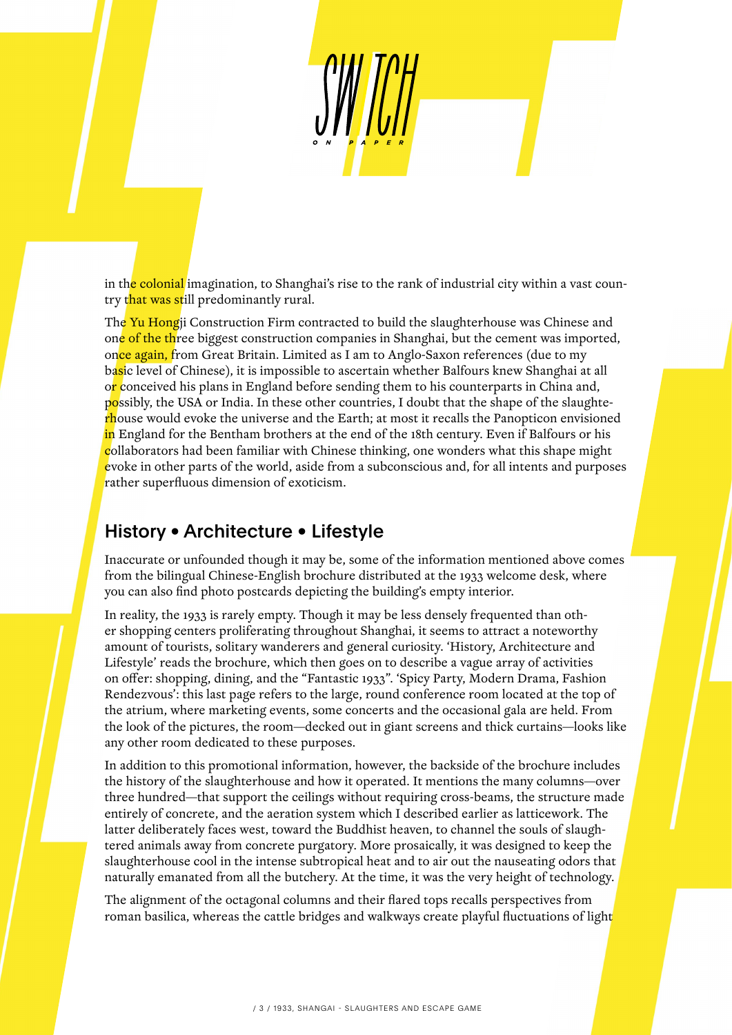in the colonial imagination, to Shanghai's rise to the rank of industrial city within a vast country that was still predominantly rural.

The Yu Hongji Construction Firm contracted to build the slaughterhouse was Chinese and one of the three biggest construction companies in Shanghai, but the cement was imported, once again, from Great Britain. Limited as I am to Anglo-Saxon references (due to my basic level of Chinese), it is impossible to ascertain whether Balfours knew Shanghai at all or conceived his plans in England before sending them to his counterparts in China and, possibly, the USA or India. In these other countries, I doubt that the shape of the slaughterhouse would evoke the universe and the Earth; at most it recalls the Panopticon envisioned in England for the Bentham brothers at the end of the 18th century. Even if Balfours or his collaborators had been familiar with Chinese thinking, one wonders what this shape might evoke in other parts of the world, aside from a subconscious and, for all intents and purposes rather superfluous dimension of exoticism.

## History • Architecture • Lifestyle

Inaccurate or unfounded though it may be, some of the information mentioned above comes from the bilingual Chinese-English brochure distributed at the 1933 welcome desk, where you can also find photo postcards depicting the building's empty interior.

In reality, the 1933 is rarely empty. Though it may be less densely frequented than other shopping centers proliferating throughout Shanghai, it seems to attract a noteworthy amount of tourists, solitary wanderers and general curiosity. 'History, Architecture and Lifestyle' reads the brochure, which then goes on to describe a vague array of activities on offer: shopping, dining, and the "Fantastic 1933". 'Spicy Party, Modern Drama, Fashion Rendezvous': this last page refers to the large, round conference room located at the top of the atrium, where marketing events, some concerts and the occasional gala are held. From the look of the pictures, the room—decked out in giant screens and thick curtains—looks like any other room dedicated to these purposes.

In addition to this promotional information, however, the backside of the brochure includes the history of the slaughterhouse and how it operated. It mentions the many columns—over three hundred—that support the ceilings without requiring cross-beams, the structure made entirely of concrete, and the aeration system which I described earlier as latticework. The latter deliberately faces west, toward the Buddhist heaven, to channel the souls of slaughtered animals away from concrete purgatory. More prosaically, it was designed to keep the slaughterhouse cool in the intense subtropical heat and to air out the nauseating odors that naturally emanated from all the butchery. At the time, it was the very height of technology.

The alignment of the octagonal columns and their flared tops recalls perspectives from roman basilica, whereas the cattle bridges and walkways create playful fluctuations of light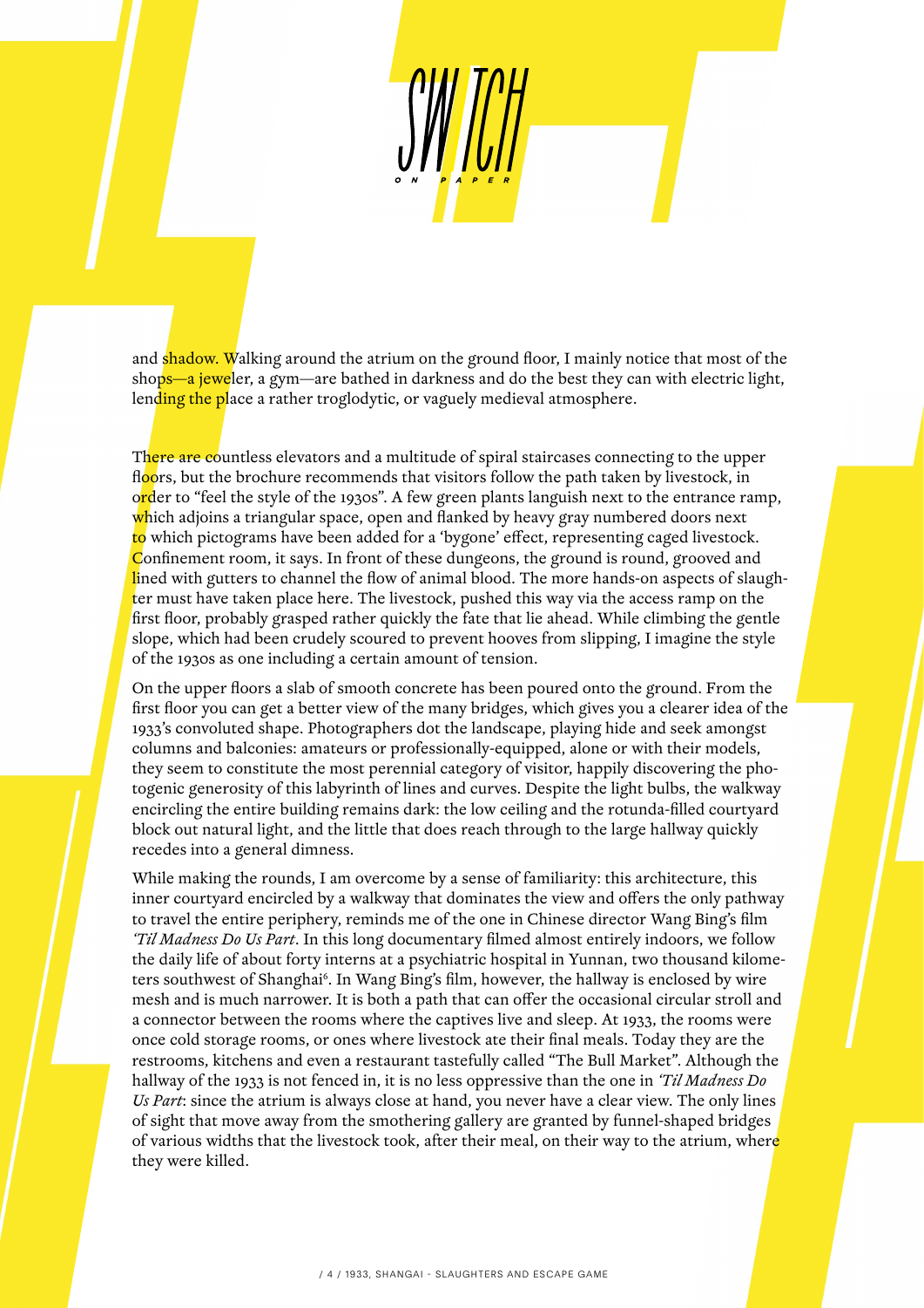and shadow. Walking around the atrium on the ground floor, I mainly notice that most of the shops—a jeweler, a gym—are bathed in darkness and do the best they can with electric light, lending the place a rather troglodytic, or vaguely medieval atmosphere.

There are countless elevators and a multitude of spiral staircases connecting to the upper floors, but the brochure recommends that visitors follow the path taken by livestock, in order to "feel the style of the 1930s". A few green plants languish next to the entrance ramp, which adjoins a triangular space, open and flanked by heavy gray numbered doors next to which pictograms have been added for a 'bygone' effect, representing caged livestock. Confinement room, it says. In front of these dungeons, the ground is round, grooved and lined with gutters to channel the flow of animal blood. The more hands-on aspects of slaughter must have taken place here. The livestock, pushed this way via the access ramp on the first floor, probably grasped rather quickly the fate that lie ahead. While climbing the gentle slope, which had been crudely scoured to prevent hooves from slipping, I imagine the style of the 1930s as one including a certain amount of tension.

On the upper floors a slab of smooth concrete has been poured onto the ground. From the first floor you can get a better view of the many bridges, which gives you a clearer idea of the 1933's convoluted shape. Photographers dot the landscape, playing hide and seek amongst columns and balconies: amateurs or professionally-equipped, alone or with their models, they seem to constitute the most perennial category of visitor, happily discovering the photogenic generosity of this labyrinth of lines and curves. Despite the light bulbs, the walkway encircling the entire building remains dark: the low ceiling and the rotunda-filled courtyard block out natural light, and the little that does reach through to the large hallway quickly recedes into a general dimness.

While making the rounds, I am overcome by a sense of familiarity: this architecture, this inner courtyard encircled by a walkway that dominates the view and offers the only pathway to travel the entire periphery, reminds me of the one in Chinese director Wang Bing's film *'Til Madness Do Us Part*. In this long documentary filmed almost entirely indoors, we follow the daily life of about forty interns at a psychiatric hospital in Yunnan, two thousand kilometers southwest of Shanghai[6]. In Wang Bing's film, however, the hallway is enclosed by wire mesh and is much narrower. It is both a path that can offer the occasional circular stroll and a connector between the rooms where the captives live and sleep. At 1933, the rooms were once cold storage rooms, or ones where livestock ate their final meals. Today they are the restrooms, kitchens and even a restaurant tastefully called "The Bull Market". Although the hallway of the 1933 is not fenced in, it is no less oppressive than the one in *'Til Madness Do Us Part*: since the atrium is always close at hand, you never have a clear view. The only lines of sight that move away from the smothering gallery are granted by funnel-shaped bridges of various widths that the livestock took, after their meal, on their way to the atrium, where they were killed.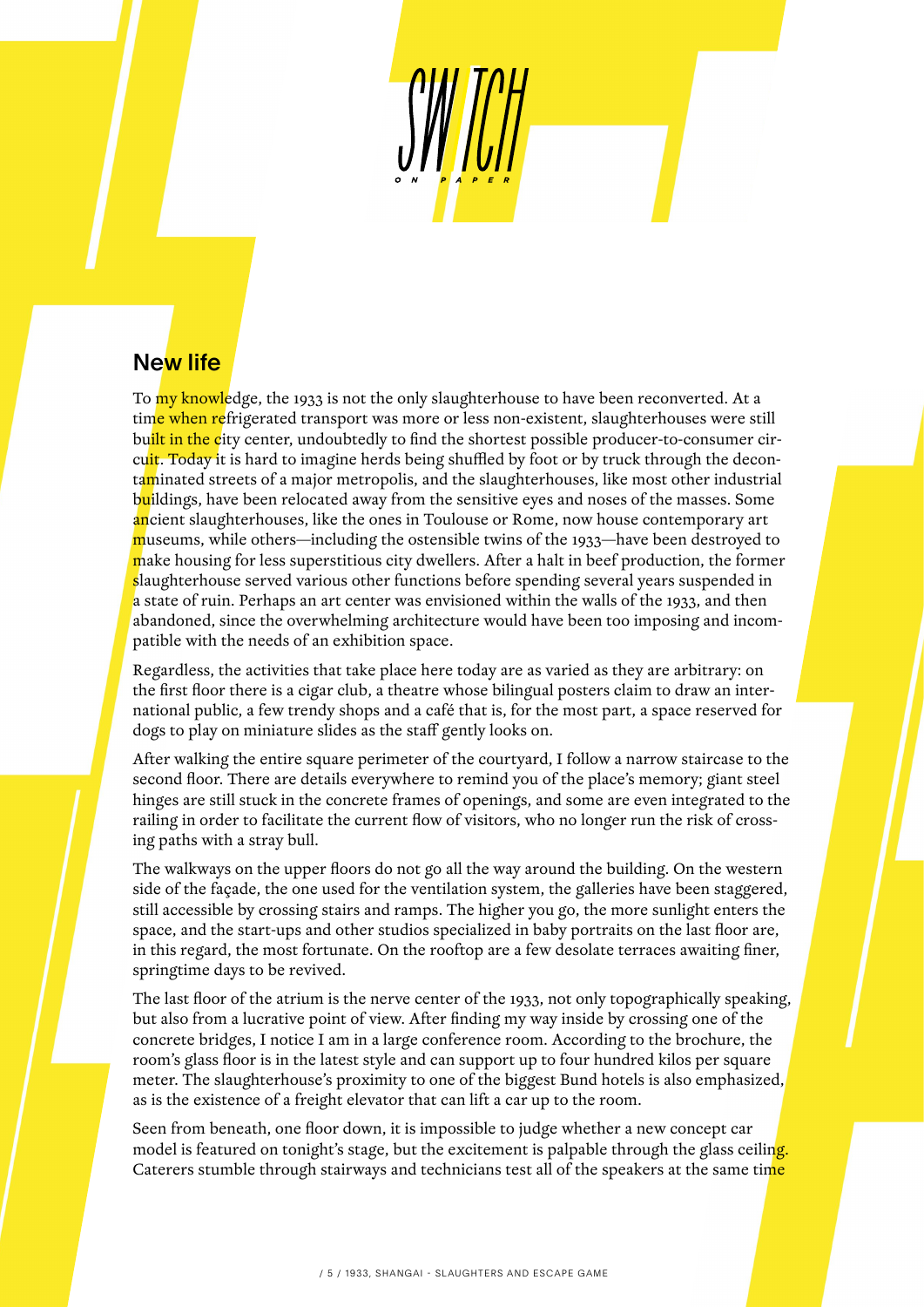## New life

To my knowledge, the 1933 is not the only slaughterhouse to have been reconverted. At a time when refrigerated transport was more or less non-existent, slaughterhouses were still built in the city center, undoubtedly to find the shortest possible producer-to-consumer circuit. Today it is hard to imagine herds being shuffled by foot or by truck through the decontaminated streets of a major metropolis, and the slaughterhouses, like most other industrial buildings, have been relocated away from the sensitive eyes and noses of the masses. Some ancient slaughterhouses, like the ones in Toulouse or Rome, now house contemporary art museums, while others—including the ostensible twins of the 1933—have been destroyed to make housing for less superstitious city dwellers. After a halt in beef production, the former slaughterhouse served various other functions before spending several years suspended in a state of ruin. Perhaps an art center was envisioned within the walls of the 1933, and then abandoned, since the overwhelming architecture would have been too imposing and incompatible with the needs of an exhibition space.

Regardless, the activities that take place here today are as varied as they are arbitrary: on the first floor there is a cigar club, a theatre whose bilingual posters claim to draw an international public, a few trendy shops and a café that is, for the most part, a space reserved for dogs to play on miniature slides as the staff gently looks on.

After walking the entire square perimeter of the courtyard, I follow a narrow staircase to the second floor. There are details everywhere to remind you of the place's memory; giant steel hinges are still stuck in the concrete frames of openings, and some are even integrated to the railing in order to facilitate the current flow of visitors, who no longer run the risk of crossing paths with a stray bull.

The walkways on the upper floors do not go all the way around the building. On the western side of the façade, the one used for the ventilation system, the galleries have been staggered, still accessible by crossing stairs and ramps. The higher you go, the more sunlight enters the space, and the start-ups and other studios specialized in baby portraits on the last floor are, in this regard, the most fortunate. On the rooftop are a few desolate terraces awaiting finer, springtime days to be revived.

The last floor of the atrium is the nerve center of the 1933, not only topographically speaking, but also from a lucrative point of view. After finding my way inside by crossing one of the concrete bridges, I notice I am in a large conference room. According to the brochure, the room's glass floor is in the latest style and can support up to four hundred kilos per square meter. The slaughterhouse's proximity to one of the biggest Bund hotels is also emphasized, as is the existence of a freight elevator that can lift a car up to the room.

Seen from beneath, one floor down, it is impossible to judge whether a new concept car model is featured on tonight's stage, but the excitement is palpable through the glass ceiling. Caterers stumble through stairways and technicians test all of the speakers at the same time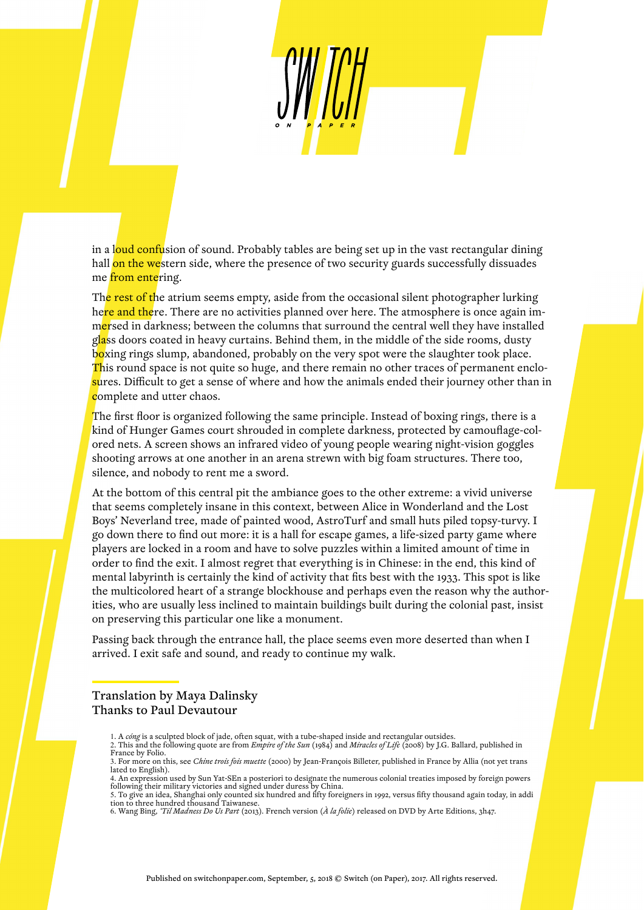in a loud confusion of sound. Probably tables are being set up in the vast rectangular dining hall on the western side, where the presence of two security guards successfully dissuades me from entering.

The rest of the atrium seems empty, aside from the occasional silent photographer lurking here and there. There are no activities planned over here. The atmosphere is once again immersed in darkness; between the columns that surround the central well they have installed glass doors coated in heavy curtains. Behind them, in the middle of the side rooms, dusty boxing rings slump, abandoned, probably on the very spot were the slaughter took place. This round space is not quite so huge, and there remain no other traces of permanent enclosures. Difficult to get a sense of where and how the animals ended their journey other than in complete and utter chaos.

The first floor is organized following the same principle. Instead of boxing rings, there is a kind of Hunger Games court shrouded in complete darkness, protected by camouflage-colored nets. A screen shows an infrared video of young people wearing night-vision goggles shooting arrows at one another in an arena strewn with big foam structures. There too, silence, and nobody to rent me a sword.

At the bottom of this central pit the ambiance goes to the other extreme: a vivid universe that seems completely insane in this context, between Alice in Wonderland and the Lost Boys' Neverland tree, made of painted wood, AstroTurf and small huts piled topsy-turvy. I go down there to find out more: it is a hall for escape games, a life-sized party game where players are locked in a room and have to solve puzzles within a limited amount of time in order to find the exit. I almost regret that everything is in Chinese: in the end, this kind of mental labyrinth is certainly the kind of activity that fits best with the 1933. This spot is like the multicolored heart of a strange blockhouse and perhaps even the reason why the authorities, who are usually less inclined to maintain buildings built during the colonial past, insist on preserving this particular one like a monument.

Passing back through the entrance hall, the place seems even more deserted than when I arrived. I exit safe and sound, and ready to continue my walk.

Translation by Maya Dalinsky
Thanks to Paul Devautour

1. A *cóng* is a sculpted block of jade, often squat, with a tube-shaped inside and rectangular outsides.
2. This and the following quote are from *Empire of the Sun* (1984) and *Miracles of Life* (2008) by J.G. Ballard, published in France by Folio.
3. For more on this, see *Chine trois fois muette* (2000) by Jean-François Billeter, published in France by Allia (not yet translated to English).
4. An expression used by Sun Yat-SEn a posteriori to designate the numerous colonial treaties imposed by foreign powers following their military victories and signed under duress by China.
5. To give an idea, Shanghai only counted six hundred and fifty foreigners in 1992, versus fifty thousand again today, in addition to three hundred thousand Taiwanese.
6. Wang Bing, *'Til Madness Do Us Part* (2013). French version (*À la folie*) released on DVD by Arte Editions, 3h47.

Published on switchonpaper.com, September, 5, 2018 © Switch (on Paper), 2017. All rights reserved.